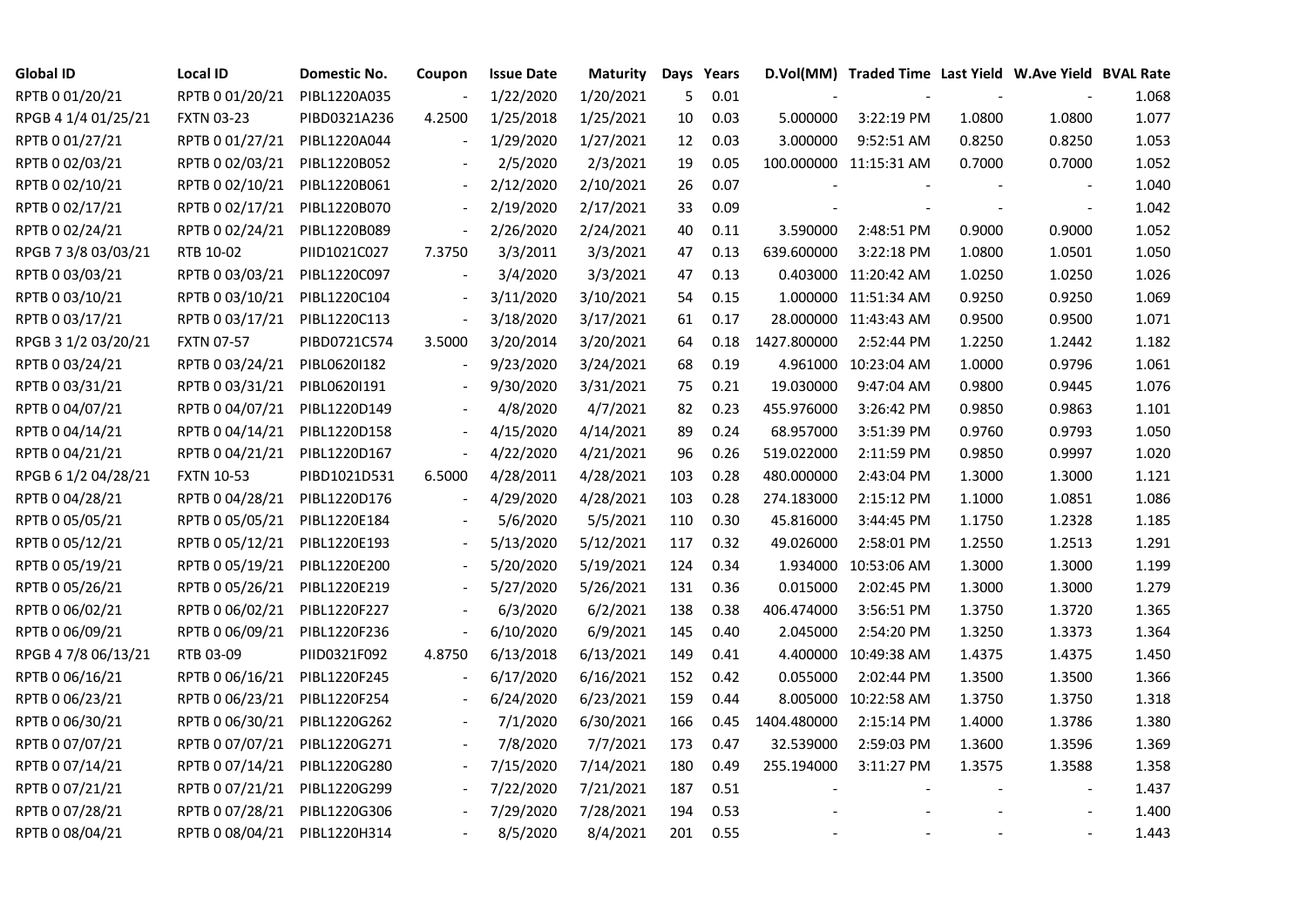| Global ID | Local ID | Domestic No. | Coupon | Issue Date | Maturity | Days | Years | D.Vol(MM) | Traded Time | Last Yield | W.Ave Yield | BVAL Rate |
|---|---|---|---|---|---|---|---|---|---|---|---|---|
| RPTB 0 01/20/21 | RPTB 0 01/20/21 | PIBL1220A035 | - | 1/22/2020 | 1/20/2021 | 5 | 0.01 | - | - | - | - | 1.068 |
| RPGB 4 1/4 01/25/21 | FXTN 03-23 | PIBD0321A236 | 4.2500 | 1/25/2018 | 1/25/2021 | 10 | 0.03 | 5.000000 | 3:22:19 PM | 1.0800 | 1.0800 | 1.077 |
| RPTB 0 01/27/21 | RPTB 0 01/27/21 | PIBL1220A044 | - | 1/29/2020 | 1/27/2021 | 12 | 0.03 | 3.000000 | 9:52:51 AM | 0.8250 | 0.8250 | 1.053 |
| RPTB 0 02/03/21 | RPTB 0 02/03/21 | PIBL1220B052 | - | 2/5/2020 | 2/3/2021 | 19 | 0.05 | 100.000000 | 11:15:31 AM | 0.7000 | 0.7000 | 1.052 |
| RPTB 0 02/10/21 | RPTB 0 02/10/21 | PIBL1220B061 | - | 2/12/2020 | 2/10/2021 | 26 | 0.07 | - | - | - | - | 1.040 |
| RPTB 0 02/17/21 | RPTB 0 02/17/21 | PIBL1220B070 | - | 2/19/2020 | 2/17/2021 | 33 | 0.09 | - | - | - | - | 1.042 |
| RPTB 0 02/24/21 | RPTB 0 02/24/21 | PIBL1220B089 | - | 2/26/2020 | 2/24/2021 | 40 | 0.11 | 3.590000 | 2:48:51 PM | 0.9000 | 0.9000 | 1.052 |
| RPGB 7 3/8 03/03/21 | RTB 10-02 | PIID1021C027 | 7.3750 | 3/3/2011 | 3/3/2021 | 47 | 0.13 | 639.600000 | 3:22:18 PM | 1.0800 | 1.0501 | 1.050 |
| RPTB 0 03/03/21 | RPTB 0 03/03/21 | PIBL1220C097 | - | 3/4/2020 | 3/3/2021 | 47 | 0.13 | 0.403000 | 11:20:42 AM | 1.0250 | 1.0250 | 1.026 |
| RPTB 0 03/10/21 | RPTB 0 03/10/21 | PIBL1220C104 | - | 3/11/2020 | 3/10/2021 | 54 | 0.15 | 1.000000 | 11:51:34 AM | 0.9250 | 0.9250 | 1.069 |
| RPTB 0 03/17/21 | RPTB 0 03/17/21 | PIBL1220C113 | - | 3/18/2020 | 3/17/2021 | 61 | 0.17 | 28.000000 | 11:43:43 AM | 0.9500 | 0.9500 | 1.071 |
| RPGB 3 1/2 03/20/21 | FXTN 07-57 | PIBD0721C574 | 3.5000 | 3/20/2014 | 3/20/2021 | 64 | 0.18 | 1427.800000 | 2:52:44 PM | 1.2250 | 1.2442 | 1.182 |
| RPTB 0 03/24/21 | RPTB 0 03/24/21 | PIBL0620I182 | - | 9/23/2020 | 3/24/2021 | 68 | 0.19 | 4.961000 | 10:23:04 AM | 1.0000 | 0.9796 | 1.061 |
| RPTB 0 03/31/21 | RPTB 0 03/31/21 | PIBL0620I191 | - | 9/30/2020 | 3/31/2021 | 75 | 0.21 | 19.030000 | 9:47:04 AM | 0.9800 | 0.9445 | 1.076 |
| RPTB 0 04/07/21 | RPTB 0 04/07/21 | PIBL1220D149 | - | 4/8/2020 | 4/7/2021 | 82 | 0.23 | 455.976000 | 3:26:42 PM | 0.9850 | 0.9863 | 1.101 |
| RPTB 0 04/14/21 | RPTB 0 04/14/21 | PIBL1220D158 | - | 4/15/2020 | 4/14/2021 | 89 | 0.24 | 68.957000 | 3:51:39 PM | 0.9760 | 0.9793 | 1.050 |
| RPTB 0 04/21/21 | RPTB 0 04/21/21 | PIBL1220D167 | - | 4/22/2020 | 4/21/2021 | 96 | 0.26 | 519.022000 | 2:11:59 PM | 0.9850 | 0.9997 | 1.020 |
| RPGB 6 1/2 04/28/21 | FXTN 10-53 | PIBD1021D531 | 6.5000 | 4/28/2011 | 4/28/2021 | 103 | 0.28 | 480.000000 | 2:43:04 PM | 1.3000 | 1.3000 | 1.121 |
| RPTB 0 04/28/21 | RPTB 0 04/28/21 | PIBL1220D176 | - | 4/29/2020 | 4/28/2021 | 103 | 0.28 | 274.183000 | 2:15:12 PM | 1.1000 | 1.0851 | 1.086 |
| RPTB 0 05/05/21 | RPTB 0 05/05/21 | PIBL1220E184 | - | 5/6/2020 | 5/5/2021 | 110 | 0.30 | 45.816000 | 3:44:45 PM | 1.1750 | 1.2328 | 1.185 |
| RPTB 0 05/12/21 | RPTB 0 05/12/21 | PIBL1220E193 | - | 5/13/2020 | 5/12/2021 | 117 | 0.32 | 49.026000 | 2:58:01 PM | 1.2550 | 1.2513 | 1.291 |
| RPTB 0 05/19/21 | RPTB 0 05/19/21 | PIBL1220E200 | - | 5/20/2020 | 5/19/2021 | 124 | 0.34 | 1.934000 | 10:53:06 AM | 1.3000 | 1.3000 | 1.199 |
| RPTB 0 05/26/21 | RPTB 0 05/26/21 | PIBL1220E219 | - | 5/27/2020 | 5/26/2021 | 131 | 0.36 | 0.015000 | 2:02:45 PM | 1.3000 | 1.3000 | 1.279 |
| RPTB 0 06/02/21 | RPTB 0 06/02/21 | PIBL1220F227 | - | 6/3/2020 | 6/2/2021 | 138 | 0.38 | 406.474000 | 3:56:51 PM | 1.3750 | 1.3720 | 1.365 |
| RPTB 0 06/09/21 | RPTB 0 06/09/21 | PIBL1220F236 | - | 6/10/2020 | 6/9/2021 | 145 | 0.40 | 2.045000 | 2:54:20 PM | 1.3250 | 1.3373 | 1.364 |
| RPGB 4 7/8 06/13/21 | RTB 03-09 | PIID0321F092 | 4.8750 | 6/13/2018 | 6/13/2021 | 149 | 0.41 | 4.400000 | 10:49:38 AM | 1.4375 | 1.4375 | 1.450 |
| RPTB 0 06/16/21 | RPTB 0 06/16/21 | PIBL1220F245 | - | 6/17/2020 | 6/16/2021 | 152 | 0.42 | 0.055000 | 2:02:44 PM | 1.3500 | 1.3500 | 1.366 |
| RPTB 0 06/23/21 | RPTB 0 06/23/21 | PIBL1220F254 | - | 6/24/2020 | 6/23/2021 | 159 | 0.44 | 8.005000 | 10:22:58 AM | 1.3750 | 1.3750 | 1.318 |
| RPTB 0 06/30/21 | RPTB 0 06/30/21 | PIBL1220G262 | - | 7/1/2020 | 6/30/2021 | 166 | 0.45 | 1404.480000 | 2:15:14 PM | 1.4000 | 1.3786 | 1.380 |
| RPTB 0 07/07/21 | RPTB 0 07/07/21 | PIBL1220G271 | - | 7/8/2020 | 7/7/2021 | 173 | 0.47 | 32.539000 | 2:59:03 PM | 1.3600 | 1.3596 | 1.369 |
| RPTB 0 07/14/21 | RPTB 0 07/14/21 | PIBL1220G280 | - | 7/15/2020 | 7/14/2021 | 180 | 0.49 | 255.194000 | 3:11:27 PM | 1.3575 | 1.3588 | 1.358 |
| RPTB 0 07/21/21 | RPTB 0 07/21/21 | PIBL1220G299 | - | 7/22/2020 | 7/21/2021 | 187 | 0.51 | - | - | - | - | 1.437 |
| RPTB 0 07/28/21 | RPTB 0 07/28/21 | PIBL1220G306 | - | 7/29/2020 | 7/28/2021 | 194 | 0.53 | - | - | - | - | 1.400 |
| RPTB 0 08/04/21 | RPTB 0 08/04/21 | PIBL1220H314 | - | 8/5/2020 | 8/4/2021 | 201 | 0.55 | - | - | - | - | 1.443 |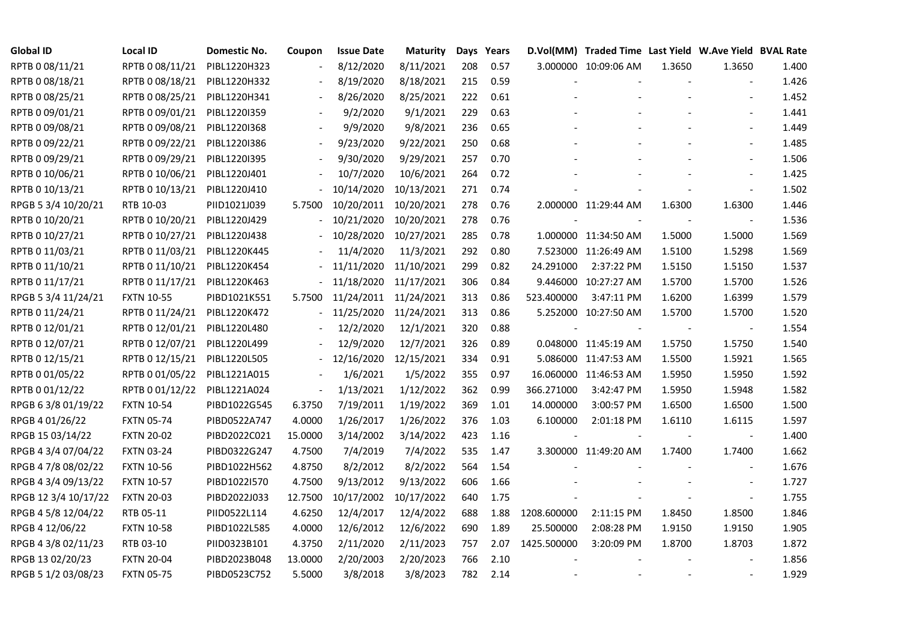| Global ID | Local ID | Domestic No. | Coupon | Issue Date | Maturity | Days | Years | D.Vol(MM) | Traded Time | Last Yield | W.Ave Yield | BVAL Rate |
|---|---|---|---|---|---|---|---|---|---|---|---|---|
| RPTB 0 08/11/21 | RPTB 0 08/11/21 | PIBL1220H323 | - | 8/12/2020 | 8/11/2021 | 208 | 0.57 | 3.000000 | 10:09:06 AM | 1.3650 | 1.3650 | 1.400 |
| RPTB 0 08/18/21 | RPTB 0 08/18/21 | PIBL1220H332 | - | 8/19/2020 | 8/18/2021 | 215 | 0.59 | - | - | - | - | 1.426 |
| RPTB 0 08/25/21 | RPTB 0 08/25/21 | PIBL1220H341 | - | 8/26/2020 | 8/25/2021 | 222 | 0.61 | - | - | - | - | 1.452 |
| RPTB 0 09/01/21 | RPTB 0 09/01/21 | PIBL1220I359 | - | 9/2/2020 | 9/1/2021 | 229 | 0.63 | - | - | - | - | 1.441 |
| RPTB 0 09/08/21 | RPTB 0 09/08/21 | PIBL1220I368 | - | 9/9/2020 | 9/8/2021 | 236 | 0.65 | - | - | - | - | 1.449 |
| RPTB 0 09/22/21 | RPTB 0 09/22/21 | PIBL1220I386 | - | 9/23/2020 | 9/22/2021 | 250 | 0.68 | - | - | - | - | 1.485 |
| RPTB 0 09/29/21 | RPTB 0 09/29/21 | PIBL1220I395 | - | 9/30/2020 | 9/29/2021 | 257 | 0.70 | - | - | - | - | 1.506 |
| RPTB 0 10/06/21 | RPTB 0 10/06/21 | PIBL1220J401 | - | 10/7/2020 | 10/6/2021 | 264 | 0.72 | - | - | - | - | 1.425 |
| RPTB 0 10/13/21 | RPTB 0 10/13/21 | PIBL1220J410 | - | 10/14/2020 | 10/13/2021 | 271 | 0.74 | - | - | - | - | 1.502 |
| RPGB 5 3/4 10/20/21 | RTB 10-03 | PIID1021J039 | 5.7500 | 10/20/2011 | 10/20/2021 | 278 | 0.76 | 2.000000 | 11:29:44 AM | 1.6300 | 1.6300 | 1.446 |
| RPTB 0 10/20/21 | RPTB 0 10/20/21 | PIBL1220J429 | - | 10/21/2020 | 10/20/2021 | 278 | 0.76 | - | - | - | - | 1.536 |
| RPTB 0 10/27/21 | RPTB 0 10/27/21 | PIBL1220J438 | - | 10/28/2020 | 10/27/2021 | 285 | 0.78 | 1.000000 | 11:34:50 AM | 1.5000 | 1.5000 | 1.569 |
| RPTB 0 11/03/21 | RPTB 0 11/03/21 | PIBL1220K445 | - | 11/4/2020 | 11/3/2021 | 292 | 0.80 | 7.523000 | 11:26:49 AM | 1.5100 | 1.5298 | 1.569 |
| RPTB 0 11/10/21 | RPTB 0 11/10/21 | PIBL1220K454 | - | 11/11/2020 | 11/10/2021 | 299 | 0.82 | 24.291000 | 2:37:22 PM | 1.5150 | 1.5150 | 1.537 |
| RPTB 0 11/17/21 | RPTB 0 11/17/21 | PIBL1220K463 | - | 11/18/2020 | 11/17/2021 | 306 | 0.84 | 9.446000 | 10:27:27 AM | 1.5700 | 1.5700 | 1.526 |
| RPGB 5 3/4 11/24/21 | FXTN 10-55 | PIBD1021K551 | 5.7500 | 11/24/2011 | 11/24/2021 | 313 | 0.86 | 523.400000 | 3:47:11 PM | 1.6200 | 1.6399 | 1.579 |
| RPTB 0 11/24/21 | RPTB 0 11/24/21 | PIBL1220K472 | - | 11/25/2020 | 11/24/2021 | 313 | 0.86 | 5.252000 | 10:27:50 AM | 1.5700 | 1.5700 | 1.520 |
| RPTB 0 12/01/21 | RPTB 0 12/01/21 | PIBL1220L480 | - | 12/2/2020 | 12/1/2021 | 320 | 0.88 | - | - | - | - | 1.554 |
| RPTB 0 12/07/21 | RPTB 0 12/07/21 | PIBL1220L499 | - | 12/9/2020 | 12/7/2021 | 326 | 0.89 | 0.048000 | 11:45:19 AM | 1.5750 | 1.5750 | 1.540 |
| RPTB 0 12/15/21 | RPTB 0 12/15/21 | PIBL1220L505 | - | 12/16/2020 | 12/15/2021 | 334 | 0.91 | 5.086000 | 11:47:53 AM | 1.5500 | 1.5921 | 1.565 |
| RPTB 0 01/05/22 | RPTB 0 01/05/22 | PIBL1221A015 | - | 1/6/2021 | 1/5/2022 | 355 | 0.97 | 16.060000 | 11:46:53 AM | 1.5950 | 1.5950 | 1.592 |
| RPTB 0 01/12/22 | RPTB 0 01/12/22 | PIBL1221A024 | - | 1/13/2021 | 1/12/2022 | 362 | 0.99 | 366.271000 | 3:42:47 PM | 1.5950 | 1.5948 | 1.582 |
| RPGB 6 3/8 01/19/22 | FXTN 10-54 | PIBD1022G545 | 6.3750 | 7/19/2011 | 1/19/2022 | 369 | 1.01 | 14.000000 | 3:00:57 PM | 1.6500 | 1.6500 | 1.500 |
| RPGB 4 01/26/22 | FXTN 05-74 | PIBD0522A747 | 4.0000 | 1/26/2017 | 1/26/2022 | 376 | 1.03 | 6.100000 | 2:01:18 PM | 1.6110 | 1.6115 | 1.597 |
| RPGB 15 03/14/22 | FXTN 20-02 | PIBD2022C021 | 15.0000 | 3/14/2002 | 3/14/2022 | 423 | 1.16 | - | - | - | - | 1.400 |
| RPGB 4 3/4 07/04/22 | FXTN 03-24 | PIBD0322G247 | 4.7500 | 7/4/2019 | 7/4/2022 | 535 | 1.47 | 3.300000 | 11:49:20 AM | 1.7400 | 1.7400 | 1.662 |
| RPGB 4 7/8 08/02/22 | FXTN 10-56 | PIBD1022H562 | 4.8750 | 8/2/2012 | 8/2/2022 | 564 | 1.54 | - | - | - | - | 1.676 |
| RPGB 4 3/4 09/13/22 | FXTN 10-57 | PIBD1022I570 | 4.7500 | 9/13/2012 | 9/13/2022 | 606 | 1.66 | - | - | - | - | 1.727 |
| RPGB 12 3/4 10/17/22 | FXTN 20-03 | PIBD2022J033 | 12.7500 | 10/17/2002 | 10/17/2022 | 640 | 1.75 | - | - | - | - | 1.755 |
| RPGB 4 5/8 12/04/22 | RTB 05-11 | PIID0522L114 | 4.6250 | 12/4/2017 | 12/4/2022 | 688 | 1.88 | 1208.600000 | 2:11:15 PM | 1.8450 | 1.8500 | 1.846 |
| RPGB 4 12/06/22 | FXTN 10-58 | PIBD1022L585 | 4.0000 | 12/6/2012 | 12/6/2022 | 690 | 1.89 | 25.500000 | 2:08:28 PM | 1.9150 | 1.9150 | 1.905 |
| RPGB 4 3/8 02/11/23 | RTB 03-10 | PIID0323B101 | 4.3750 | 2/11/2020 | 2/11/2023 | 757 | 2.07 | 1425.500000 | 3:20:09 PM | 1.8700 | 1.8703 | 1.872 |
| RPGB 13 02/20/23 | FXTN 20-04 | PIBD2023B048 | 13.0000 | 2/20/2003 | 2/20/2023 | 766 | 2.10 | - | - | - | - | 1.856 |
| RPGB 5 1/2 03/08/23 | FXTN 05-75 | PIBD0523C752 | 5.5000 | 3/8/2018 | 3/8/2023 | 782 | 2.14 | - | - | - | - | 1.929 |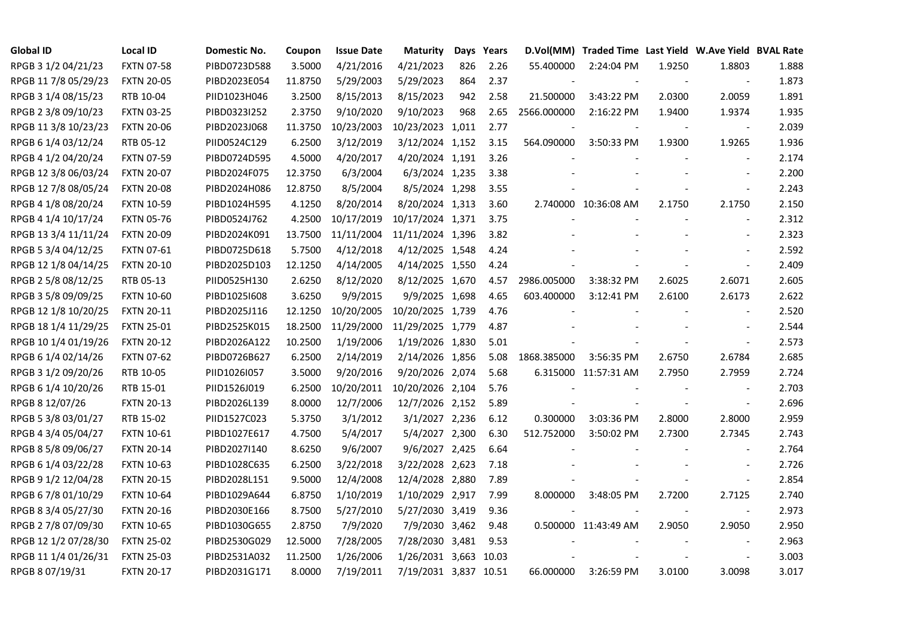| Global ID | Local ID | Domestic No. | Coupon | Issue Date | Maturity | Days | Years | D.Vol(MM) | Traded Time | Last Yield | W.Ave Yield | BVAL Rate |
|---|---|---|---|---|---|---|---|---|---|---|---|---|
| RPGB 3 1/2 04/21/23 | FXTN 07-58 | PIBD0723D588 | 3.5000 | 4/21/2016 | 4/21/2023 | 826 | 2.26 | 55.400000 | 2:24:04 PM | 1.9250 | 1.8803 | 1.888 |
| RPGB 11 7/8 05/29/23 | FXTN 20-05 | PIBD2023E054 | 11.8750 | 5/29/2003 | 5/29/2023 | 864 | 2.37 | - | - | - | - | 1.873 |
| RPGB 3 1/4 08/15/23 | RTB 10-04 | PIID1023H046 | 3.2500 | 8/15/2013 | 8/15/2023 | 942 | 2.58 | 21.500000 | 3:43:22 PM | 2.0300 | 2.0059 | 1.891 |
| RPGB 2 3/8 09/10/23 | FXTN 03-25 | PIBD0323I252 | 2.3750 | 9/10/2020 | 9/10/2023 | 968 | 2.65 | 2566.000000 | 2:16:22 PM | 1.9400 | 1.9374 | 1.935 |
| RPGB 11 3/8 10/23/23 | FXTN 20-06 | PIBD2023J068 | 11.3750 | 10/23/2003 | 10/23/2023 | 1,011 | 2.77 | - | - | - | - | 2.039 |
| RPGB 6 1/4 03/12/24 | RTB 05-12 | PIID0524C129 | 6.2500 | 3/12/2019 | 3/12/2024 | 1,152 | 3.15 | 564.090000 | 3:50:33 PM | 1.9300 | 1.9265 | 1.936 |
| RPGB 4 1/2 04/20/24 | FXTN 07-59 | PIBD0724D595 | 4.5000 | 4/20/2017 | 4/20/2024 | 1,191 | 3.26 | - | - | - | - | 2.174 |
| RPGB 12 3/8 06/03/24 | FXTN 20-07 | PIBD2024F075 | 12.3750 | 6/3/2004 | 6/3/2024 | 1,235 | 3.38 | - | - | - | - | 2.200 |
| RPGB 12 7/8 08/05/24 | FXTN 20-08 | PIBD2024H086 | 12.8750 | 8/5/2004 | 8/5/2024 | 1,298 | 3.55 | - | - | - | - | 2.243 |
| RPGB 4 1/8 08/20/24 | FXTN 10-59 | PIBD1024H595 | 4.1250 | 8/20/2014 | 8/20/2024 | 1,313 | 3.60 | 2.740000 | 10:36:08 AM | 2.1750 | 2.1750 | 2.150 |
| RPGB 4 1/4 10/17/24 | FXTN 05-76 | PIBD0524J762 | 4.2500 | 10/17/2019 | 10/17/2024 | 1,371 | 3.75 | - | - | - | - | 2.312 |
| RPGB 13 3/4 11/11/24 | FXTN 20-09 | PIBD2024K091 | 13.7500 | 11/11/2004 | 11/11/2024 | 1,396 | 3.82 | - | - | - | - | 2.323 |
| RPGB 5 3/4 04/12/25 | FXTN 07-61 | PIBD0725D618 | 5.7500 | 4/12/2018 | 4/12/2025 | 1,548 | 4.24 | - | - | - | - | 2.592 |
| RPGB 12 1/8 04/14/25 | FXTN 20-10 | PIBD2025D103 | 12.1250 | 4/14/2005 | 4/14/2025 | 1,550 | 4.24 | - | - | - | - | 2.409 |
| RPGB 2 5/8 08/12/25 | RTB 05-13 | PIID0525H130 | 2.6250 | 8/12/2020 | 8/12/2025 | 1,670 | 4.57 | 2986.005000 | 3:38:32 PM | 2.6025 | 2.6071 | 2.605 |
| RPGB 3 5/8 09/09/25 | FXTN 10-60 | PIBD1025I608 | 3.6250 | 9/9/2015 | 9/9/2025 | 1,698 | 4.65 | 603.400000 | 3:12:41 PM | 2.6100 | 2.6173 | 2.622 |
| RPGB 12 1/8 10/20/25 | FXTN 20-11 | PIBD2025J116 | 12.1250 | 10/20/2005 | 10/20/2025 | 1,739 | 4.76 | - | - | - | - | 2.520 |
| RPGB 18 1/4 11/29/25 | FXTN 25-01 | PIBD2525K015 | 18.2500 | 11/29/2000 | 11/29/2025 | 1,779 | 4.87 | - | - | - | - | 2.544 |
| RPGB 10 1/4 01/19/26 | FXTN 20-12 | PIBD2026A122 | 10.2500 | 1/19/2006 | 1/19/2026 | 1,830 | 5.01 | - | - | - | - | 2.573 |
| RPGB 6 1/4 02/14/26 | FXTN 07-62 | PIBD0726B627 | 6.2500 | 2/14/2019 | 2/14/2026 | 1,856 | 5.08 | 1868.385000 | 3:56:35 PM | 2.6750 | 2.6784 | 2.685 |
| RPGB 3 1/2 09/20/26 | RTB 10-05 | PIID1026I057 | 3.5000 | 9/20/2016 | 9/20/2026 | 2,074 | 5.68 | 6.315000 | 11:57:31 AM | 2.7950 | 2.7959 | 2.724 |
| RPGB 6 1/4 10/20/26 | RTB 15-01 | PIID1526J019 | 6.2500 | 10/20/2011 | 10/20/2026 | 2,104 | 5.76 | - | - | - | - | 2.703 |
| RPGB 8 12/07/26 | FXTN 20-13 | PIBD2026L139 | 8.0000 | 12/7/2006 | 12/7/2026 | 2,152 | 5.89 | - | - | - | - | 2.696 |
| RPGB 5 3/8 03/01/27 | RTB 15-02 | PIID1527C023 | 5.3750 | 3/1/2012 | 3/1/2027 | 2,236 | 6.12 | 0.300000 | 3:03:36 PM | 2.8000 | 2.8000 | 2.959 |
| RPGB 4 3/4 05/04/27 | FXTN 10-61 | PIBD1027E617 | 4.7500 | 5/4/2017 | 5/4/2027 | 2,300 | 6.30 | 512.752000 | 3:50:02 PM | 2.7300 | 2.7345 | 2.743 |
| RPGB 8 5/8 09/06/27 | FXTN 20-14 | PIBD2027I140 | 8.6250 | 9/6/2007 | 9/6/2027 | 2,425 | 6.64 | - | - | - | - | 2.764 |
| RPGB 6 1/4 03/22/28 | FXTN 10-63 | PIBD1028C635 | 6.2500 | 3/22/2018 | 3/22/2028 | 2,623 | 7.18 | - | - | - | - | 2.726 |
| RPGB 9 1/2 12/04/28 | FXTN 20-15 | PIBD2028L151 | 9.5000 | 12/4/2008 | 12/4/2028 | 2,880 | 7.89 | - | - | - | - | 2.854 |
| RPGB 6 7/8 01/10/29 | FXTN 10-64 | PIBD1029A644 | 6.8750 | 1/10/2019 | 1/10/2029 | 2,917 | 7.99 | 8.000000 | 3:48:05 PM | 2.7200 | 2.7125 | 2.740 |
| RPGB 8 3/4 05/27/30 | FXTN 20-16 | PIBD2030E166 | 8.7500 | 5/27/2010 | 5/27/2030 | 3,419 | 9.36 | - | - | - | - | 2.973 |
| RPGB 2 7/8 07/09/30 | FXTN 10-65 | PIBD1030G655 | 2.8750 | 7/9/2020 | 7/9/2030 | 3,462 | 9.48 | 0.500000 | 11:43:49 AM | 2.9050 | 2.9050 | 2.950 |
| RPGB 12 1/2 07/28/30 | FXTN 25-02 | PIBD2530G029 | 12.5000 | 7/28/2005 | 7/28/2030 | 3,481 | 9.53 | - | - | - | - | 2.963 |
| RPGB 11 1/4 01/26/31 | FXTN 25-03 | PIBD2531A032 | 11.2500 | 1/26/2006 | 1/26/2031 | 3,663 | 10.03 | - | - | - | - | 3.003 |
| RPGB 8 07/19/31 | FXTN 20-17 | PIBD2031G171 | 8.0000 | 7/19/2011 | 7/19/2031 | 3,837 | 10.51 | 66.000000 | 3:26:59 PM | 3.0100 | 3.0098 | 3.017 |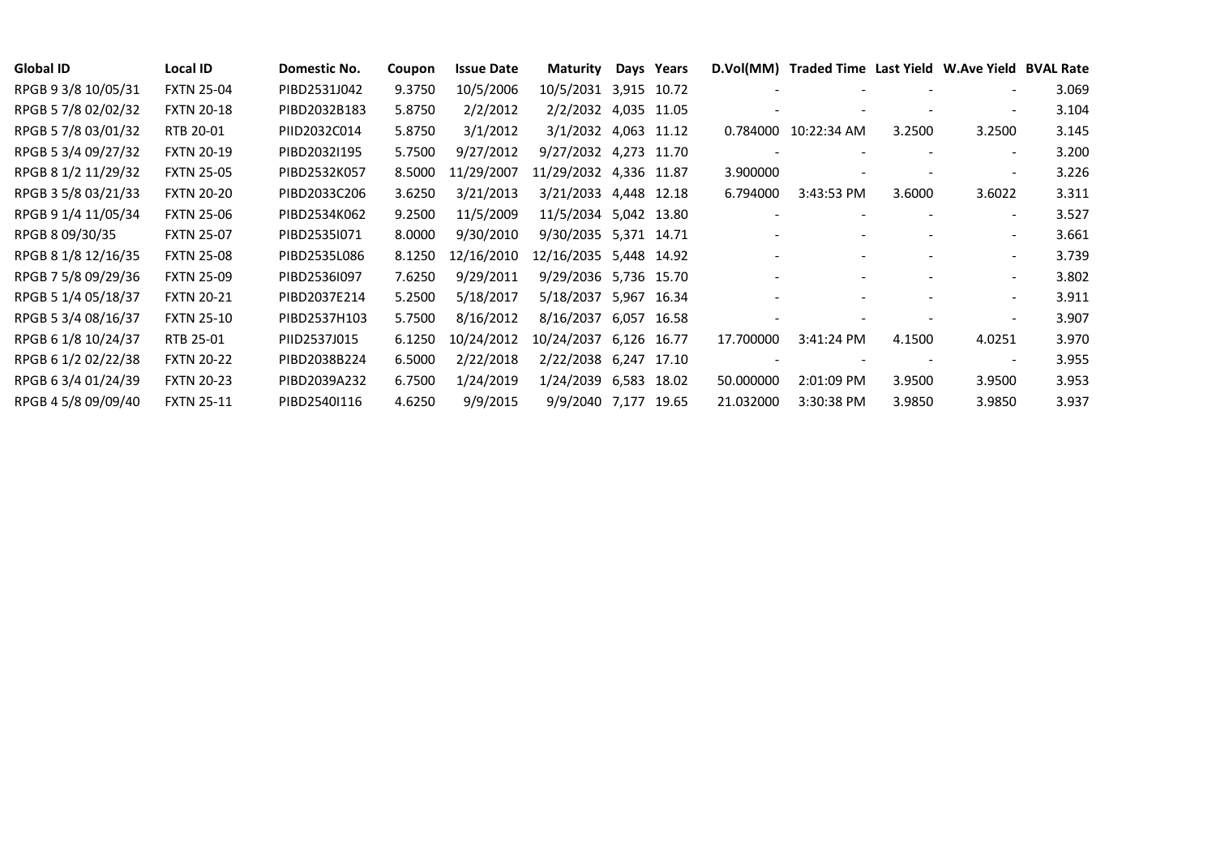| Global ID | Local ID | Domestic No. | Coupon | Issue Date | Maturity | Days | Years | D.Vol(MM) | Traded Time | Last Yield | W.Ave Yield | BVAL Rate |
|---|---|---|---|---|---|---|---|---|---|---|---|---|
| RPGB 9 3/8 10/05/31 | FXTN 25-04 | PIBD2531J042 | 9.3750 | 10/5/2006 | 10/5/2031 | 3,915 | 10.72 | - | - | - | - | 3.069 |
| RPGB 5 7/8 02/02/32 | FXTN 20-18 | PIBD2032B183 | 5.8750 | 2/2/2012 | 2/2/2032 | 4,035 | 11.05 | - | - | - | - | 3.104 |
| RPGB 5 7/8 03/01/32 | RTB 20-01 | PIID2032C014 | 5.8750 | 3/1/2012 | 3/1/2032 | 4,063 | 11.12 | 0.784000 | 10:22:34 AM | 3.2500 | 3.2500 | 3.145 |
| RPGB 5 3/4 09/27/32 | FXTN 20-19 | PIBD2032I195 | 5.7500 | 9/27/2012 | 9/27/2032 | 4,273 | 11.70 | - | - | - | - | 3.200 |
| RPGB 8 1/2 11/29/32 | FXTN 25-05 | PIBD2532K057 | 8.5000 | 11/29/2007 | 11/29/2032 | 4,336 | 11.87 | 3.900000 | - | - | - | 3.226 |
| RPGB 3 5/8 03/21/33 | FXTN 20-20 | PIBD2033C206 | 3.6250 | 3/21/2013 | 3/21/2033 | 4,448 | 12.18 | 6.794000 | 3:43:53 PM | 3.6000 | 3.6022 | 3.311 |
| RPGB 9 1/4 11/05/34 | FXTN 25-06 | PIBD2534K062 | 9.2500 | 11/5/2009 | 11/5/2034 | 5,042 | 13.80 | - | - | - | - | 3.527 |
| RPGB 8 09/30/35 | FXTN 25-07 | PIBD2535I071 | 8.0000 | 9/30/2010 | 9/30/2035 | 5,371 | 14.71 | - | - | - | - | 3.661 |
| RPGB 8 1/8 12/16/35 | FXTN 25-08 | PIBD2535L086 | 8.1250 | 12/16/2010 | 12/16/2035 | 5,448 | 14.92 | - | - | - | - | 3.739 |
| RPGB 7 5/8 09/29/36 | FXTN 25-09 | PIBD2536I097 | 7.6250 | 9/29/2011 | 9/29/2036 | 5,736 | 15.70 | - | - | - | - | 3.802 |
| RPGB 5 1/4 05/18/37 | FXTN 20-21 | PIBD2037E214 | 5.2500 | 5/18/2017 | 5/18/2037 | 5,967 | 16.34 | - | - | - | - | 3.911 |
| RPGB 5 3/4 08/16/37 | FXTN 25-10 | PIBD2537H103 | 5.7500 | 8/16/2012 | 8/16/2037 | 6,057 | 16.58 | - | - | - | - | 3.907 |
| RPGB 6 1/8 10/24/37 | RTB 25-01 | PIID2537J015 | 6.1250 | 10/24/2012 | 10/24/2037 | 6,126 | 16.77 | 17.700000 | 3:41:24 PM | 4.1500 | 4.0251 | 3.970 |
| RPGB 6 1/2 02/22/38 | FXTN 20-22 | PIBD2038B224 | 6.5000 | 2/22/2018 | 2/22/2038 | 6,247 | 17.10 | - | - | - | - | 3.955 |
| RPGB 6 3/4 01/24/39 | FXTN 20-23 | PIBD2039A232 | 6.7500 | 1/24/2019 | 1/24/2039 | 6,583 | 18.02 | 50.000000 | 2:01:09 PM | 3.9500 | 3.9500 | 3.953 |
| RPGB 4 5/8 09/09/40 | FXTN 25-11 | PIBD2540I116 | 4.6250 | 9/9/2015 | 9/9/2040 | 7,177 | 19.65 | 21.032000 | 3:30:38 PM | 3.9850 | 3.9850 | 3.937 |